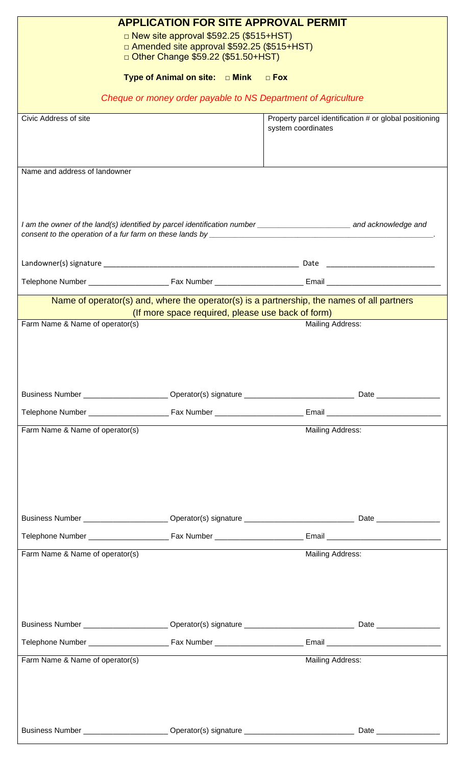# APPLICATION FOR SITE APPROVAL PERMIT

□ New site approval $592.25 ($515+HST)

□ Amended site approval $592.25 ($515+HST)

□ Other Change $59.22 ($51.50+HST)

**Type of Animal on site: □ Mink □ Fox**

*Cheque or money order payable to NS Department of Agriculture*

| Civic Address of site | Property parcel identification # or global positioning system coordinates |
|---|---|
| | |

Name and address of landowner

*I am the owner of the land(s) identified by parcel identification number ____________________ and acknowledge and consent to the operation of a fur farm on these lands by ____________________________________________.*

Landowner(s) signature ______________________________________________ Date ________________________

Telephone Number ___________________ Fax Number ____________________ Email __________________________

## Name of operator(s) and, where the operator(s) is a partnership, the names of all partners

(If more space required, please use back of form)

Farm Name & Name of operator(s) | Mailing Address:

Business Number ___________________ Operator(s) signature ________________________ Date ______________

Telephone Number ___________________ Fax Number ____________________ Email __________________________

Farm Name & Name of operator(s) | Mailing Address:

Business Number ___________________ Operator(s) signature ________________________ Date ______________

Telephone Number ___________________ Fax Number ____________________ Email __________________________

Farm Name & Name of operator(s) | Mailing Address:

Business Number ___________________ Operator(s) signature ________________________ Date ______________

Telephone Number ___________________ Fax Number ____________________ Email __________________________

Farm Name & Name of operator(s) | Mailing Address:

Business Number ___________________ Operator(s) signature ________________________ Date ______________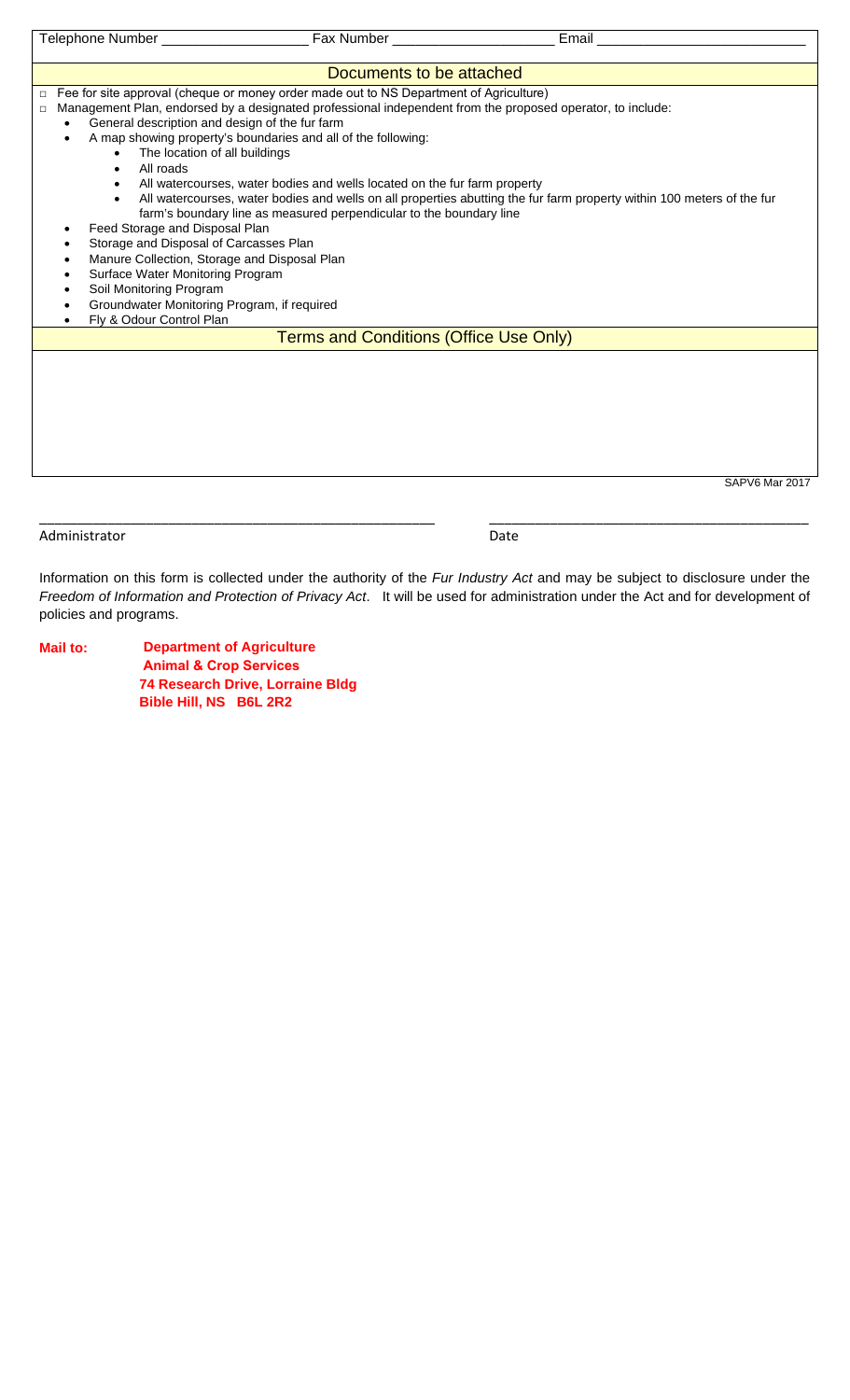Telephone Number ___________________ Fax Number ____________________ Email ___________________________

## Documents to be attached

- □ Fee for site approval (cheque or money order made out to NS Department of Agriculture)
- □ Management Plan, endorsed by a designated professional independent from the proposed operator, to include:
  - General description and design of the fur farm
  - A map showing property's boundaries and all of the following:
    - The location of all buildings
    - All roads
    - All watercourses, water bodies and wells located on the fur farm property
    - All watercourses, water bodies and wells on all properties abutting the fur farm property within 100 meters of the fur farm's boundary line as measured perpendicular to the boundary line
  - Feed Storage and Disposal Plan
  - Storage and Disposal of Carcasses Plan
  - Manure Collection, Storage and Disposal Plan
  - Surface Water Monitoring Program
  - Soil Monitoring Program
  - Groundwater Monitoring Program, if required
  - Fly & Odour Control Plan

## Terms and Conditions (Office Use Only)

SAPV6 Mar 2017

_______________________________________________ _______________________________________________

Administrator Date

Information on this form is collected under the authority of the *Fur Industry Act* and may be subject to disclosure under the *Freedom of Information and Protection of Privacy Act*. It will be used for administration under the Act and for development of policies and programs.

**Mail to:** **Department of Agriculture**
**Animal & Crop Services**
**74 Research Drive, Lorraine Bldg**
**Bible Hill, NS B6L 2R2**